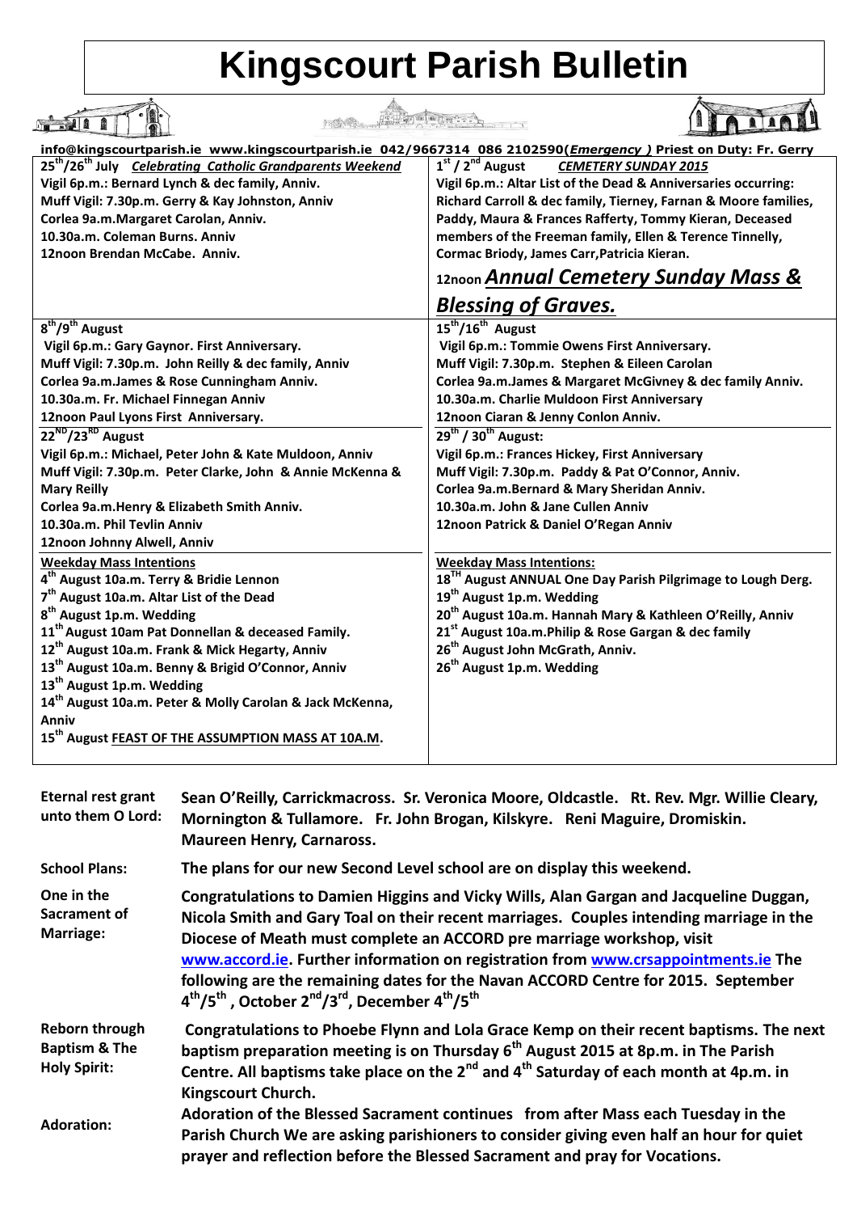# Kingscourt Parish Bulletin

**info@kingscourtparish.ie www.kingscourtparish.ie 042/9667314 086 2102590(*Emergency*) Priest on Duty: Fr. Gerry**

**25th/26th July** ***Celebrating Catholic Grandparents Weekend***

**Vigil 6p.m.: Bernard Lynch & dec family, Anniv.**
**Muff Vigil: 7.30p.m. Gerry & Kay Johnston, Anniv**
**Corlea 9a.m.Margaret Carolan, Anniv.**
**10.30a.m. Coleman Burns. Anniv**
**12noon Brendan McCabe. Anniv.**

**1st / 2nd August** ***CEMETERY SUNDAY 2015***

**Vigil 6p.m.: Altar List of the Dead & Anniversaries occurring: Richard Carroll & dec family, Tierney, Farnan & Moore families, Paddy, Maura & Frances Rafferty, Tommy Kieran, Deceased members of the Freeman family, Ellen & Terence Tinnelly, Cormac Briody, James Carr,Patricia Kieran.**
**12noon** ***Annual Cemetery Sunday Mass & Blessing of Graves.***

**8th/9th August**

**Vigil 6p.m.: Gary Gaynor. First Anniversary.**
**Muff Vigil: 7.30p.m. John Reilly & dec family, Anniv**
**Corlea 9a.m.James & Rose Cunningham Anniv.**
**10.30a.m. Fr. Michael Finnegan Anniv**
**12noon Paul Lyons First Anniversary.**

**15th/16th August**

**Vigil 6p.m.: Tommie Owens First Anniversary.**
**Muff Vigil: 7.30p.m. Stephen & Eileen Carolan**
**Corlea 9a.m.James & Margaret McGivney & dec family Anniv.**
**10.30a.m. Charlie Muldoon First Anniversary**
**12noon Ciaran & Jenny Conlon Anniv.**

**22ND/23RD August**

**Vigil 6p.m.: Michael, Peter John & Kate Muldoon, Anniv**
**Muff Vigil: 7.30p.m. Peter Clarke, John & Annie McKenna & Mary Reilly**
**Corlea 9a.m.Henry & Elizabeth Smith Anniv.**
**10.30a.m. Phil Tevlin Anniv**
**12noon Johnny Alwell, Anniv**

**29th / 30th August:**

**Vigil 6p.m.: Frances Hickey, First Anniversary**
**Muff Vigil: 7.30p.m. Paddy & Pat O'Connor, Anniv.**
**Corlea 9a.m.Bernard & Mary Sheridan Anniv.**
**10.30a.m. John & Jane Cullen Anniv**
**12noon Patrick & Daniel O'Regan Anniv**

**Weekday Mass Intentions**

**4th August 10a.m. Terry & Bridie Lennon**
**7th August 10a.m. Altar List of the Dead**
**8th August 1p.m. Wedding**
**11th August 10am Pat Donnellan & deceased Family.**
**12th August 10a.m. Frank & Mick Hegarty, Anniv**
**13th August 10a.m. Benny & Brigid O'Connor, Anniv**
**13th August 1p.m. Wedding**
**14th August 10a.m. Peter & Molly Carolan & Jack McKenna, Anniv**
**15th August FEAST OF THE ASSUMPTION MASS AT 10A.M.**

**Weekday Mass Intentions:**

**18TH August ANNUAL One Day Parish Pilgrimage to Lough Derg.**
**19th August 1p.m. Wedding**
**20th August 10a.m. Hannah Mary & Kathleen O'Reilly, Anniv**
**21st August 10a.m.Philip & Rose Gargan & dec family**
**26th August John McGrath, Anniv.**
**26th August 1p.m. Wedding**

**Eternal rest grant unto them O Lord:** **Sean O'Reilly, Carrickmacross. Sr. Veronica Moore, Oldcastle. Rt. Rev. Mgr. Willie Cleary, Mornington & Tullamore. Fr. John Brogan, Kilskyre. Reni Maguire, Dromiskin. Maureen Henry, Carnaross.**

**School Plans:** **The plans for our new Second Level school are on display this weekend.**

**One in the Sacrament of Marriage:** **Congratulations to Damien Higgins and Vicky Wills, Alan Gargan and Jacqueline Duggan, Nicola Smith and Gary Toal on their recent marriages. Couples intending marriage in the Diocese of Meath must complete an ACCORD pre marriage workshop, visit www.accord.ie. Further information on registration from www.crsappointments.ie The following are the remaining dates for the Navan ACCORD Centre for 2015. September 4th/5th , October 2nd/3rd, December 4th/5th**

**Reborn through Baptism & The Holy Spirit:** **Congratulations to Phoebe Flynn and Lola Grace Kemp on their recent baptisms. The next baptism preparation meeting is on Thursday 6th August 2015 at 8p.m. in The Parish Centre. All baptisms take place on the 2nd and 4th Saturday of each month at 4p.m. in Kingscourt Church.**

**Adoration:** **Adoration of the Blessed Sacrament continues from after Mass each Tuesday in the Parish Church We are asking parishioners to consider giving even half an hour for quiet prayer and reflection before the Blessed Sacrament and pray for Vocations.**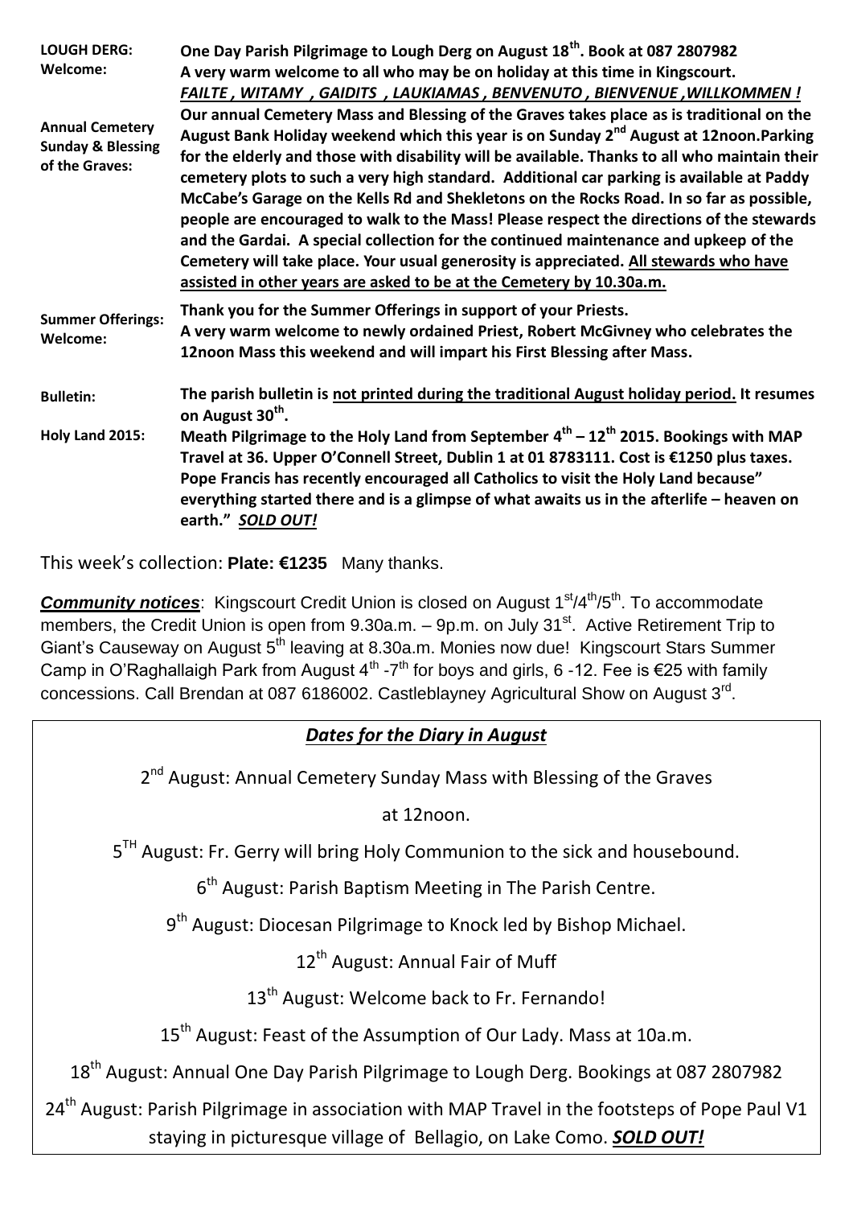| | |
|---|---|
| **LOUGH DERG:** | **One Day Parish Pilgrimage to Lough Derg on August 18th. Book at 087 2807982** |
| **Welcome:** | **A very warm welcome to all who may be on holiday at this time in Kingscourt.** ***FAILTE , WITAMY , GAIDITS , LAUKIAMAS , BENVENUTO , BIENVENUE ,WILLKOMMEN !*** |
| **Annual Cemetery Sunday & Blessing of the Graves:** | **Our annual Cemetery Mass and Blessing of the Graves takes place as is traditional on the August Bank Holiday weekend which this year is on Sunday 2nd August at 12noon.Parking for the elderly and those with disability will be available. Thanks to all who maintain their cemetery plots to such a very high standard. Additional car parking is available at Paddy McCabe's Garage on the Kells Rd and Shekletons on the Rocks Road. In so far as possible, people are encouraged to walk to the Mass! Please respect the directions of the stewards and the Gardai. A special collection for the continued maintenance and upkeep of the Cemetery will take place. Your usual generosity is appreciated. All stewards who have assisted in other years are asked to be at the Cemetery by 10.30a.m.** |
| **Summer Offerings:** | **Thank you for the Summer Offerings in support of your Priests.** |
| **Welcome:** | **A very warm welcome to newly ordained Priest, Robert McGivney who celebrates the 12noon Mass this weekend and will impart his First Blessing after Mass.** |
| **Bulletin:** | **The parish bulletin is not printed during the traditional August holiday period. It resumes on August 30th.** |
| **Holy Land 2015:** | **Meath Pilgrimage to the Holy Land from September 4th – 12th 2015. Bookings with MAP Travel at 36. Upper O'Connell Street, Dublin 1 at 01 8783111. Cost is €1250 plus taxes. Pope Francis has recently encouraged all Catholics to visit the Holy Land because" everything started there and is a glimpse of what awaits us in the afterlife – heaven on earth."** ***SOLD OUT!*** |

This week's collection: **Plate: €1235** Many thanks.

***Community notices***: Kingscourt Credit Union is closed on August 1st/4th/5th. To accommodate members, the Credit Union is open from 9.30a.m. – 9p.m. on July 31st. Active Retirement Trip to Giant's Causeway on August 5th leaving at 8.30a.m. Monies now due! Kingscourt Stars Summer Camp in O'Raghallaigh Park from August 4th -7th for boys and girls, 6 -12. Fee is €25 with family concessions. Call Brendan at 087 6186002. Castleblayney Agricultural Show on August 3rd.

## ***Dates for the Diary in August***

2nd August: Annual Cemetery Sunday Mass with Blessing of the Graves at 12noon.

5TH August: Fr. Gerry will bring Holy Communion to the sick and housebound.

6th August: Parish Baptism Meeting in The Parish Centre.

9th August: Diocesan Pilgrimage to Knock led by Bishop Michael.

12th August: Annual Fair of Muff

13th August: Welcome back to Fr. Fernando!

15th August: Feast of the Assumption of Our Lady. Mass at 10a.m.

18th August: Annual One Day Parish Pilgrimage to Lough Derg. Bookings at 087 2807982

24th August: Parish Pilgrimage in association with MAP Travel in the footsteps of Pope Paul V1 staying in picturesque village of Bellagio, on Lake Como. ***SOLD OUT!***